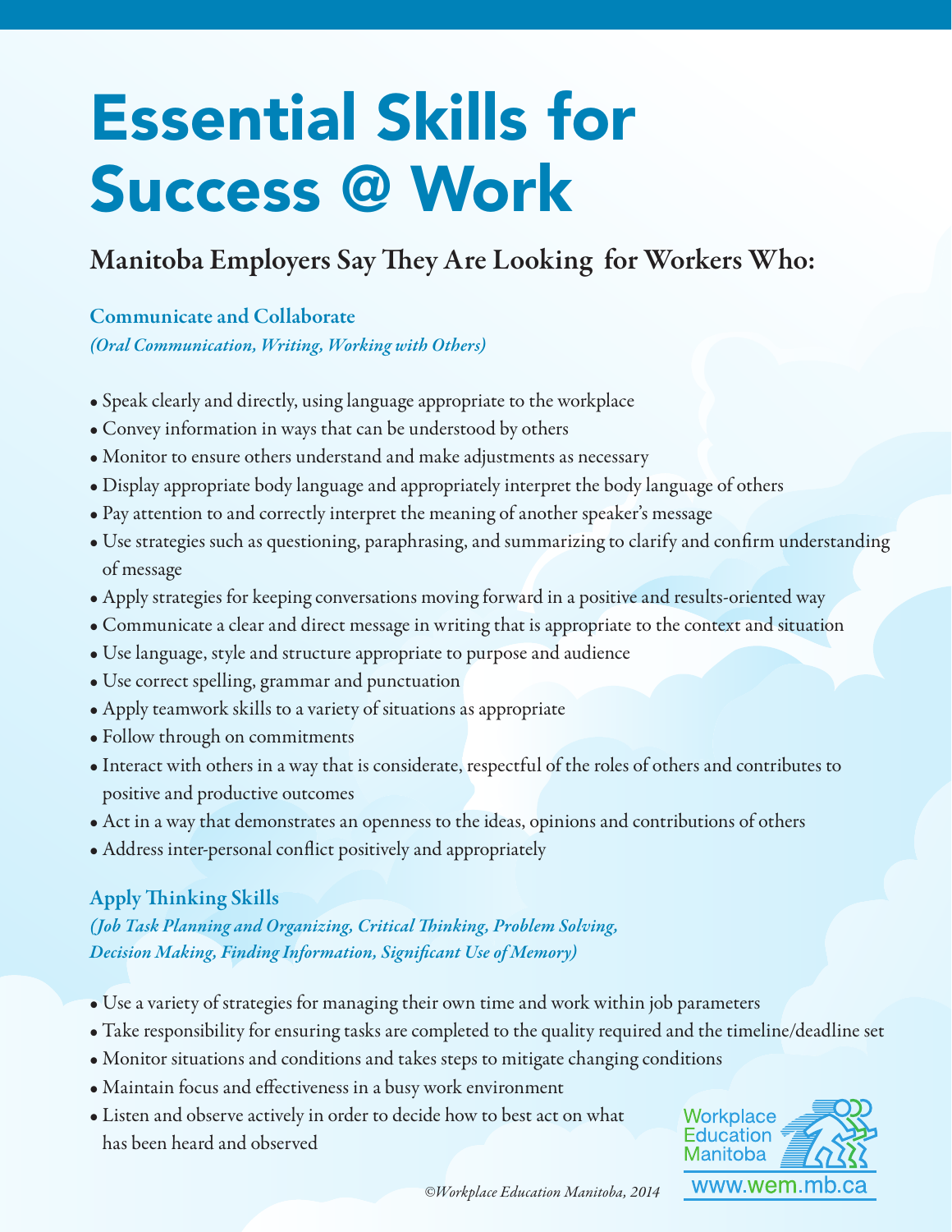# Essential Skills for Success @ Work

## Manitoba Employers Say They Are Looking for Workers Who:

### Communicate and Collaborate

*(Oral Communication, Writing, Working with Others)*

- Speak clearly and directly, using language appropriate to the workplace
- Convey information in ways that can be understood by others
- Monitor to ensure others understand and make adjustments as necessary
- Display appropriate body language and appropriately interpret the body language of others
- Pay attention to and correctly interpret the meaning of another speaker's message
- Use strategies such as questioning, paraphrasing, and summarizing to clarify and confirm understanding of message
- Apply strategies for keeping conversations moving forward in a positive and results-oriented way
- Communicate a clear and direct message in writing that is appropriate to the context and situation
- Use language, style and structure appropriate to purpose and audience
- Use correct spelling, grammar and punctuation
- Apply teamwork skills to a variety of situations as appropriate
- Follow through on commitments
- Interact with others in a way that is considerate, respectful of the roles of others and contributes to positive and productive outcomes
- Act in a way that demonstrates an openness to the ideas, opinions and contributions of others
- Address inter-personal conflict positively and appropriately

### Apply Thinking Skills

*(Job Task Planning and Organizing, Critical Thinking, Problem Solving, Decision Making, Finding Information, Significant Use of Memory)*

- Use a variety of strategies for managing their own time and work within job parameters
- Take responsibility for ensuring tasks are completed to the quality required and the timeline/deadline set
- Monitor situations and conditions and takes steps to mitigate changing conditions
- Maintain focus and effectiveness in a busy work environment
- Listen and observe actively in order to decide how to best act on what has been heard and observed

Workplace Education Manitoba
www.wem.mb.ca

*©Workplace Education Manitoba, 2014*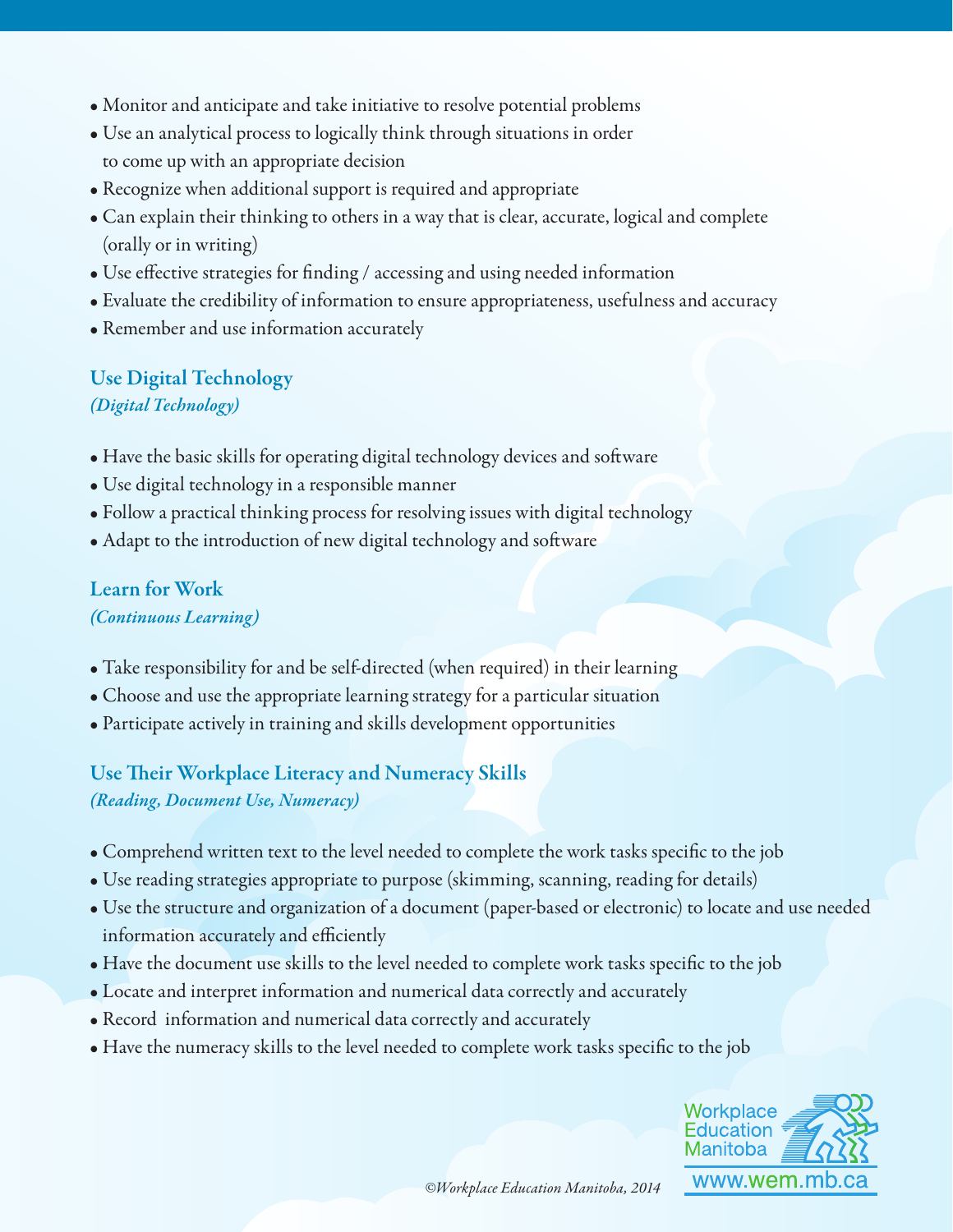- Monitor and anticipate and take initiative to resolve potential problems
- Use an analytical process to logically think through situations in order to come up with an appropriate decision
- Recognize when additional support is required and appropriate
- Can explain their thinking to others in a way that is clear, accurate, logical and complete (orally or in writing)
- Use effective strategies for finding / accessing and using needed information
- Evaluate the credibility of information to ensure appropriateness, usefulness and accuracy
- Remember and use information accurately

## Use Digital Technology

*(Digital Technology)*

- Have the basic skills for operating digital technology devices and software
- Use digital technology in a responsible manner
- Follow a practical thinking process for resolving issues with digital technology
- Adapt to the introduction of new digital technology and software

## Learn for Work

*(Continuous Learning)*

- Take responsibility for and be self-directed (when required) in their learning
- Choose and use the appropriate learning strategy for a particular situation
- Participate actively in training and skills development opportunities

## Use Their Workplace Literacy and Numeracy Skills

*(Reading, Document Use, Numeracy)*

- Comprehend written text to the level needed to complete the work tasks specific to the job
- Use reading strategies appropriate to purpose (skimming, scanning, reading for details)
- Use the structure and organization of a document (paper-based or electronic) to locate and use needed information accurately and efficiently
- Have the document use skills to the level needed to complete work tasks specific to the job
- Locate and interpret information and numerical data correctly and accurately
- Record information and numerical data correctly and accurately
- Have the numeracy skills to the level needed to complete work tasks specific to the job

*©Workplace Education Manitoba, 2014*

Workplace Education Manitoba
www.wem.mb.ca